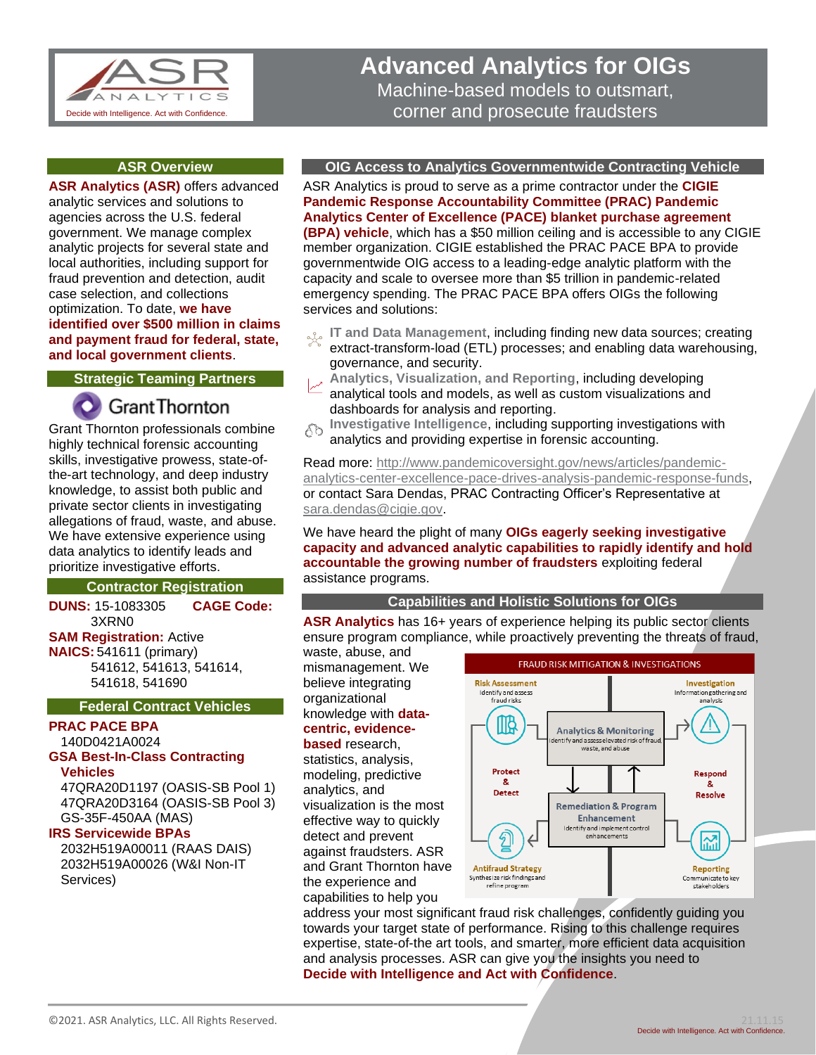# Advanced Analytics for OIGs

Machine-based models to outsmart, corner and prosecute fraudsters

## ASR Overview

**ASR Analytics (ASR)** offers advanced analytic services and solutions to agencies across the U.S. federal government. We manage complex analytic projects for several state and local authorities, including support for fraud prevention and detection, audit case selection, and collections optimization. To date, **we have identified over $500 million in claims and payment fraud for federal, state, and local government clients**.

## Strategic Teaming Partners

GrantThornton

Grant Thornton professionals combine highly technical forensic accounting skills, investigative prowess, state-of-the-art technology, and deep industry knowledge, to assist both public and private sector clients in investigating allegations of fraud, waste, and abuse. We have extensive experience using data analytics to identify leads and prioritize investigative efforts.

## Contractor Registration

**DUNS:** 15-1083305 **CAGE Code:** 3XRN0
**SAM Registration:** Active
**NAICS:** 541611 (primary)
541612, 541613, 541614, 541618, 541690

## Federal Contract Vehicles

**PRAC PACE BPA**
140D0421A0024

**GSA Best-In-Class Contracting Vehicles**
47QRA20D1197 (OASIS-SB Pool 1)
47QRA20D3164 (OASIS-SB Pool 3)
GS-35F-450AA (MAS)

**IRS Servicewide BPAs**
2032H519A00011 (RAAS DAIS)
2032H519A00026 (W&I Non-IT Services)

## OIG Access to Analytics Governmentwide Contracting Vehicle

ASR Analytics is proud to serve as a prime contractor under the **CIGIE Pandemic Response Accountability Committee (PRAC) Pandemic Analytics Center of Excellence (PACE) blanket purchase agreement (BPA) vehicle**, which has a $50 million ceiling and is accessible to any CIGIE member organization. CIGIE established the PRAC PACE BPA to provide governmentwide OIG access to a leading-edge analytic platform with the capacity and scale to oversee more than $5 trillion in pandemic-related emergency spending. The PRAC PACE BPA offers OIGs the following services and solutions:

- **IT and Data Management**, including finding new data sources; creating extract-transform-load (ETL) processes; and enabling data warehousing, governance, and security.
- **Analytics, Visualization, and Reporting**, including developing analytical tools and models, as well as custom visualizations and dashboards for analysis and reporting.
- **Investigative Intelligence**, including supporting investigations with analytics and providing expertise in forensic accounting.

Read more: http://www.pandemicoversight.gov/news/articles/pandemic-analytics-center-excellence-pace-drives-analysis-pandemic-response-funds, or contact Sara Dendas, PRAC Contracting Officer's Representative at sara.dendas@cigie.gov.

We have heard the plight of many **OIGs eagerly seeking investigative capacity and advanced analytic capabilities to rapidly identify and hold accountable the growing number of fraudsters** exploiting federal assistance programs.

## Capabilities and Holistic Solutions for OIGs

**ASR Analytics** has 16+ years of experience helping its public sector clients ensure program compliance, while proactively preventing the threats of fraud, waste, abuse, and mismanagement. We believe integrating organizational knowledge with **data-centric, evidence-based** research, statistics, analysis, modeling, predictive analytics, and visualization is the most effective way to quickly detect and prevent against fraudsters. ASR and Grant Thornton have the experience and capabilities to help you address your most significant fraud risk challenges, confidently guiding you towards your target state of performance. Rising to this challenge requires expertise, state-of-the art tools, and smarter, more efficient data acquisition and analysis processes. ASR can give you the insights you need to **Decide with Intelligence and Act with Confidence**.

**FRAUD RISK MITIGATION & INVESTIGATIONS**

- **Risk Assessment** – Identify and assess fraud risks
- **Investigation** – Information gathering and analysis
- **Analytics & Monitoring** – Identify and assess elevated risk of fraud, waste, and abuse
- **Protect & Detect**
- **Respond & Resolve**
- **Remediation & Program Enhancement** – Identify and implement control enhancements
- **Antifraud Strategy** – Synthesize risk findings and refine program
- **Reporting** – Communicate to key stakeholders

©2021. ASR Analytics, LLC. All Rights Reserved.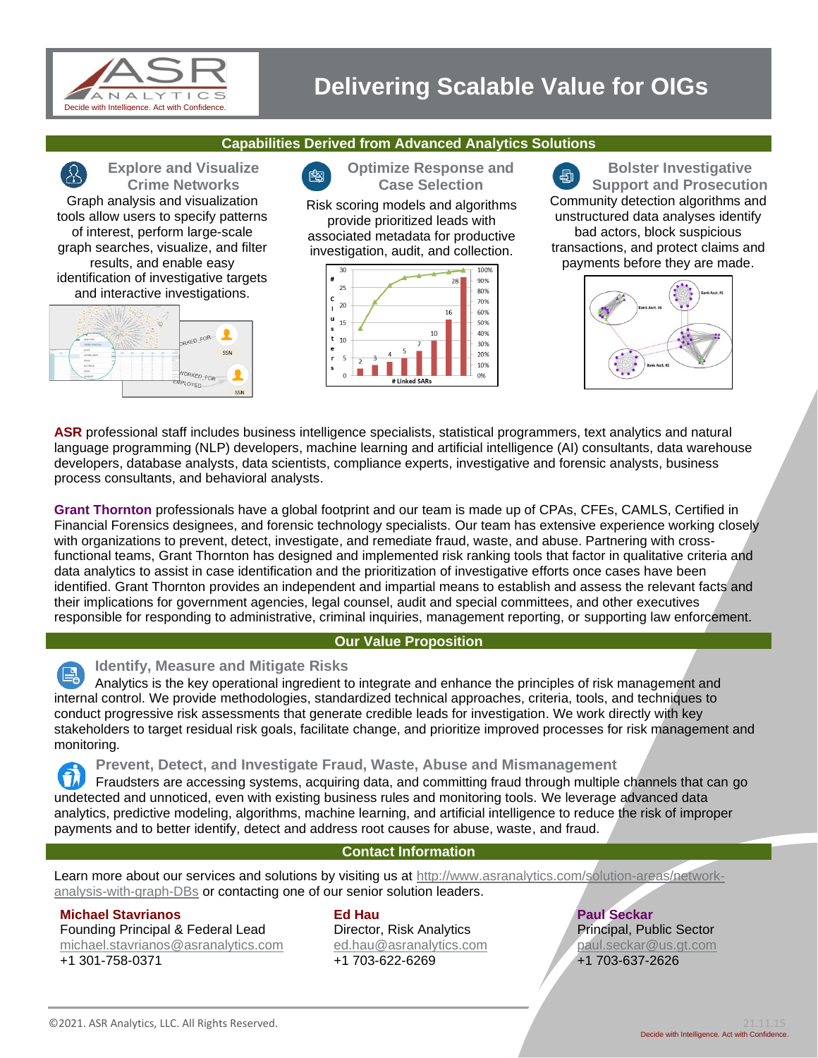ASR ANALYTICS
Decide with Intelligence. Act with Confidence.

# Delivering Scalable Value for OIGs

## Capabilities Derived from Advanced Analytics Solutions

### Explore and Visualize Crime Networks

Graph analysis and visualization tools allow users to specify patterns of interest, perform large-scale graph searches, visualize, and filter results, and enable easy identification of investigative targets and interactive investigations.

WORKED_FOR
SSN
WORKED_FOR
EMPLOYED
SSN

### Optimize Response and Case Selection

Risk scoring models and algorithms provide prioritized leads with associated metadata for productive investigation, audit, and collection.

# Clusters
30
25
20
15
10
5
0
2
3
4
5
7
10
16
28
100%
90%
80%
70%
60%
50%
40%
30%
20%
10%
0%
# Linked SARs

### Bolster Investigative Support and Prosecution

Community detection algorithms and unstructured data analyses identify bad actors, block suspicious transactions, and protect claims and payments before they are made.

Bank Acct. #1
Bank Acct. #4
Bank Acct. #3

**ASR** professional staff includes business intelligence specialists, statistical programmers, text analytics and natural language programming (NLP) developers, machine learning and artificial intelligence (AI) consultants, data warehouse developers, database analysts, data scientists, compliance experts, investigative and forensic analysts, business process consultants, and behavioral analysts.

**Grant Thornton** professionals have a global footprint and our team is made up of CPAs, CFEs, CAMLS, Certified in Financial Forensics designees, and forensic technology specialists. Our team has extensive experience working closely with organizations to prevent, detect, investigate, and remediate fraud, waste, and abuse. Partnering with cross-functional teams, Grant Thornton has designed and implemented risk ranking tools that factor in qualitative criteria and data analytics to assist in case identification and the prioritization of investigative efforts once cases have been identified. Grant Thornton provides an independent and impartial means to establish and assess the relevant facts and their implications for government agencies, legal counsel, audit and special committees, and other executives responsible for responding to administrative, criminal inquiries, management reporting, or supporting law enforcement.

## Our Value Proposition

### Identify, Measure and Mitigate Risks

Analytics is the key operational ingredient to integrate and enhance the principles of risk management and internal control. We provide methodologies, standardized technical approaches, criteria, tools, and techniques to conduct progressive risk assessments that generate credible leads for investigation. We work directly with key stakeholders to target residual risk goals, facilitate change, and prioritize improved processes for risk management and monitoring.

### Prevent, Detect, and Investigate Fraud, Waste, Abuse and Mismanagement

Fraudsters are accessing systems, acquiring data, and committing fraud through multiple channels that can go undetected and unnoticed, even with existing business rules and monitoring tools. We leverage advanced data analytics, predictive modeling, algorithms, machine learning, and artificial intelligence to reduce the risk of improper payments and to better identify, detect and address root causes for abuse, waste, and fraud.

## Contact Information

Learn more about our services and solutions by visiting us at http://www.asranalytics.com/solution-areas/network-analysis-with-graph-DBs or contacting one of our senior solution leaders.

**Michael Stavrianos**
Founding Principal & Federal Lead
michael.stavrianos@asranalytics.com
+1 301-758-0371

**Ed Hau**
Director, Risk Analytics
ed.hau@asranalytics.com
+1 703-622-6269

**Paul Seckar**
Principal, Public Sector
paul.seckar@us.gt.com
+1 703-637-2626

©2021. ASR Analytics, LLC. All Rights Reserved.

21.11.15
Decide with Intelligence. Act with Confidence.